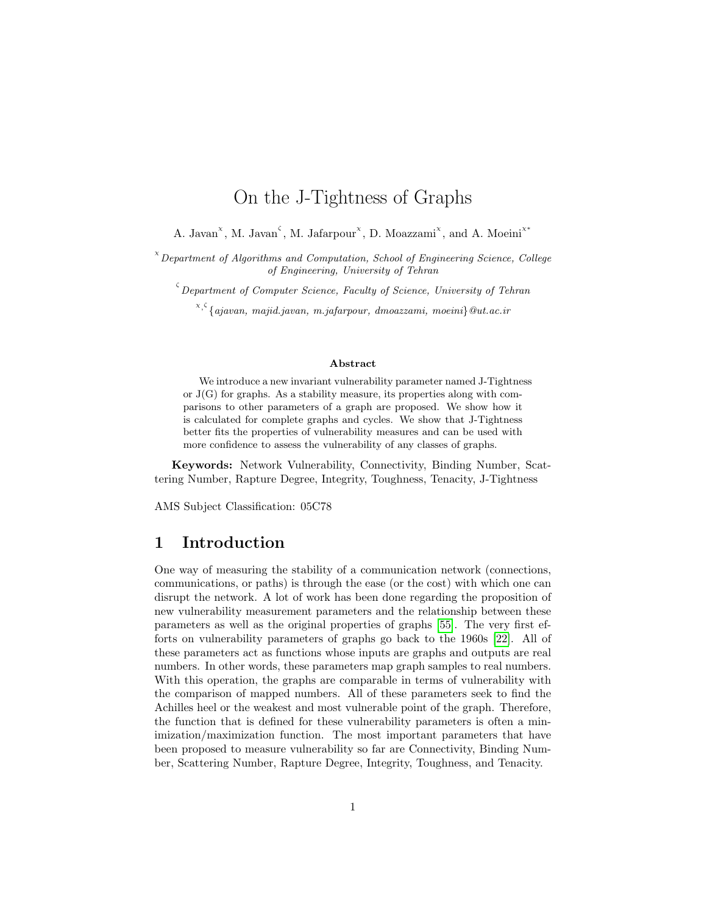# On the J-Tightness of Graphs

A. Javan[ϰ], M. Javan[ς], M. Jafarpour[ϰ], D. Moazzami[ϰ], and A. Moeini[ϰ*]

[ϰ] *Department of Algorithms and Computation, School of Engineering Science, College of Engineering, University of Tehran*

[ς] *Department of Computer Science, Faculty of Science, University of Tehran*

[ϰ,ς] *{ajavan, majid.javan, m.jafarpour, dmoazzami, moeini}@ut.ac.ir*

### Abstract

We introduce a new invariant vulnerability parameter named J-Tightness or J(G) for graphs. As a stability measure, its properties along with comparisons to other parameters of a graph are proposed. We show how it is calculated for complete graphs and cycles. We show that J-Tightness better fits the properties of vulnerability measures and can be used with more confidence to assess the vulnerability of any classes of graphs.

**Keywords:** Network Vulnerability, Connectivity, Binding Number, Scattering Number, Rapture Degree, Integrity, Toughness, Tenacity, J-Tightness

AMS Subject Classification: 05C78

## 1 Introduction

One way of measuring the stability of a communication network (connections, communications, or paths) is through the ease (or the cost) with which one can disrupt the network. A lot of work has been done regarding the proposition of new vulnerability measurement parameters and the relationship between these parameters as well as the original properties of graphs [55]. The very first efforts on vulnerability parameters of graphs go back to the 1960s [22]. All of these parameters act as functions whose inputs are graphs and outputs are real numbers. In other words, these parameters map graph samples to real numbers. With this operation, the graphs are comparable in terms of vulnerability with the comparison of mapped numbers. All of these parameters seek to find the Achilles heel or the weakest and most vulnerable point of the graph. Therefore, the function that is defined for these vulnerability parameters is often a minimization/maximization function. The most important parameters that have been proposed to measure vulnerability so far are Connectivity, Binding Number, Scattering Number, Rapture Degree, Integrity, Toughness, and Tenacity.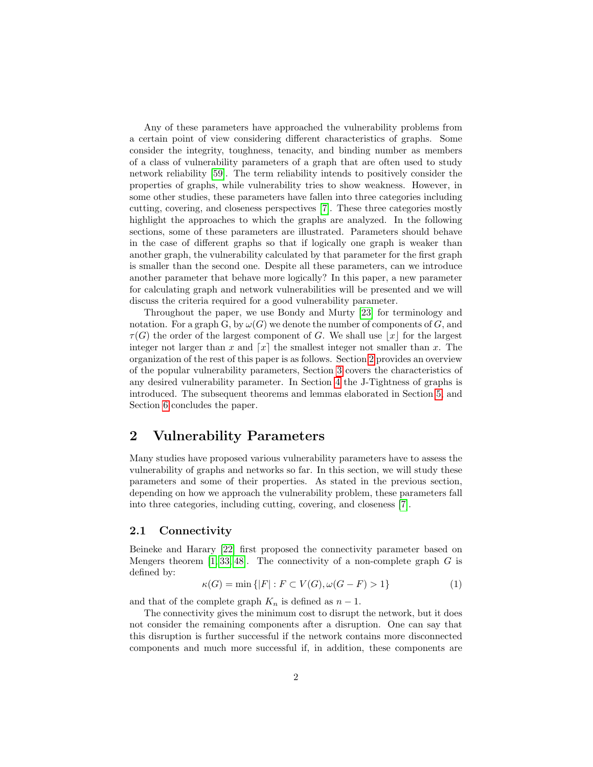Any of these parameters have approached the vulnerability problems from a certain point of view considering different characteristics of graphs. Some consider the integrity, toughness, tenacity, and binding number as members of a class of vulnerability parameters of a graph that are often used to study network reliability [59]. The term reliability intends to positively consider the properties of graphs, while vulnerability tries to show weakness. However, in some other studies, these parameters have fallen into three categories including cutting, covering, and closeness perspectives [7]. These three categories mostly highlight the approaches to which the graphs are analyzed. In the following sections, some of these parameters are illustrated. Parameters should behave in the case of different graphs so that if logically one graph is weaker than another graph, the vulnerability calculated by that parameter for the first graph is smaller than the second one. Despite all these parameters, can we introduce another parameter that behave more logically? In this paper, a new parameter for calculating graph and network vulnerabilities will be presented and we will discuss the criteria required for a good vulnerability parameter.

Throughout the paper, we use Bondy and Murty [23] for terminology and notation. For a graph G, by $\omega(G)$ we denote the number of components of $G$, and $\tau(G)$ the order of the largest component of $G$. We shall use $\lfloor x \rfloor$ for the largest integer not larger than $x$ and $\lceil x \rceil$ the smallest integer not smaller than $x$. The organization of the rest of this paper is as follows. Section 2 provides an overview of the popular vulnerability parameters, Section 3 covers the characteristics of any desired vulnerability parameter. In Section 4 the J-Tightness of graphs is introduced. The subsequent theorems and lemmas elaborated in Section 5, and Section 6 concludes the paper.

## 2 Vulnerability Parameters

Many studies have proposed various vulnerability parameters have to assess the vulnerability of graphs and networks so far. In this section, we will study these parameters and some of their properties. As stated in the previous section, depending on how we approach the vulnerability problem, these parameters fall into three categories, including cutting, covering, and closeness [7].

### 2.1 Connectivity

Beineke and Harary [22] first proposed the connectivity parameter based on Mengers theorem [1, 33, 48]. The connectivity of a non-complete graph $G$ is defined by:

$$\kappa(G) = \min\{|F| : F \subset V(G), \omega(G - F) > 1\} \tag{1}$$

and that of the complete graph $K_n$ is defined as $n - 1$.

The connectivity gives the minimum cost to disrupt the network, but it does not consider the remaining components after a disruption. One can say that this disruption is further successful if the network contains more disconnected components and much more successful if, in addition, these components are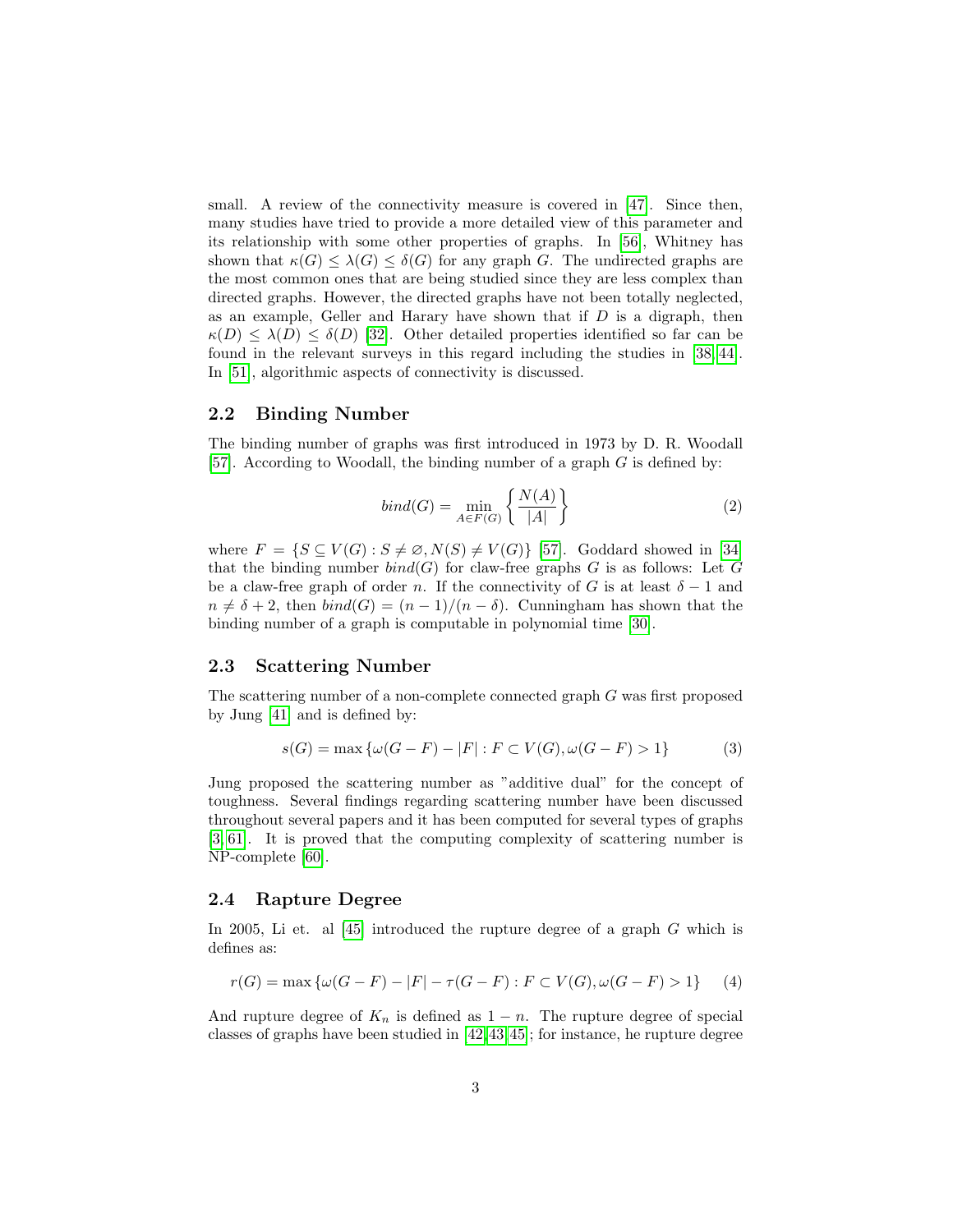small. A review of the connectivity measure is covered in [47]. Since then, many studies have tried to provide a more detailed view of this parameter and its relationship with some other properties of graphs. In [56], Whitney has shown that $\kappa(G) \leq \lambda(G) \leq \delta(G)$ for any graph $G$. The undirected graphs are the most common ones that are being studied since they are less complex than directed graphs. However, the directed graphs have not been totally neglected, as an example, Geller and Harary have shown that if $D$ is a digraph, then $\kappa(D) \leq \lambda(D) \leq \delta(D)$ [32]. Other detailed properties identified so far can be found in the relevant surveys in this regard including the studies in [38, 44]. In [51], algorithmic aspects of connectivity is discussed.

## 2.2 Binding Number

The binding number of graphs was first introduced in 1973 by D. R. Woodall [57]. According to Woodall, the binding number of a graph $G$ is defined by:

$$bind(G) = \min_{A \in F(G)} \left\{ \frac{N(A)}{|A|} \right\} \tag{2}$$

where $F = \{S \subseteq V(G) : S \neq \varnothing, N(S) \neq V(G)\}$ [57]. Goddard showed in [34] that the binding number $bind(G)$ for claw-free graphs $G$ is as follows: Let $G$ be a claw-free graph of order $n$. If the connectivity of $G$ is at least $\delta - 1$ and $n \neq \delta + 2$, then $bind(G) = (n-1)/(n-\delta)$. Cunningham has shown that the binding number of a graph is computable in polynomial time [30].

## 2.3 Scattering Number

The scattering number of a non-complete connected graph $G$ was first proposed by Jung [41] and is defined by:

$$s(G) = \max \{\omega(G-F) - |F| : F \subset V(G), \omega(G-F) > 1\} \tag{3}$$

Jung proposed the scattering number as "additive dual" for the concept of toughness. Several findings regarding scattering number have been discussed throughout several papers and it has been computed for several types of graphs [3, 61]. It is proved that the computing complexity of scattering number is NP-complete [60].

## 2.4 Rapture Degree

In 2005, Li et. al [45] introduced the rupture degree of a graph $G$ which is defines as:

$$r(G) = \max \{\omega(G-F) - |F| - \tau(G-F) : F \subset V(G), \omega(G-F) > 1\} \tag{4}$$

And rupture degree of $K_n$ is defined as $1 - n$. The rupture degree of special classes of graphs have been studied in [42, 43, 45]; for instance, he rupture degree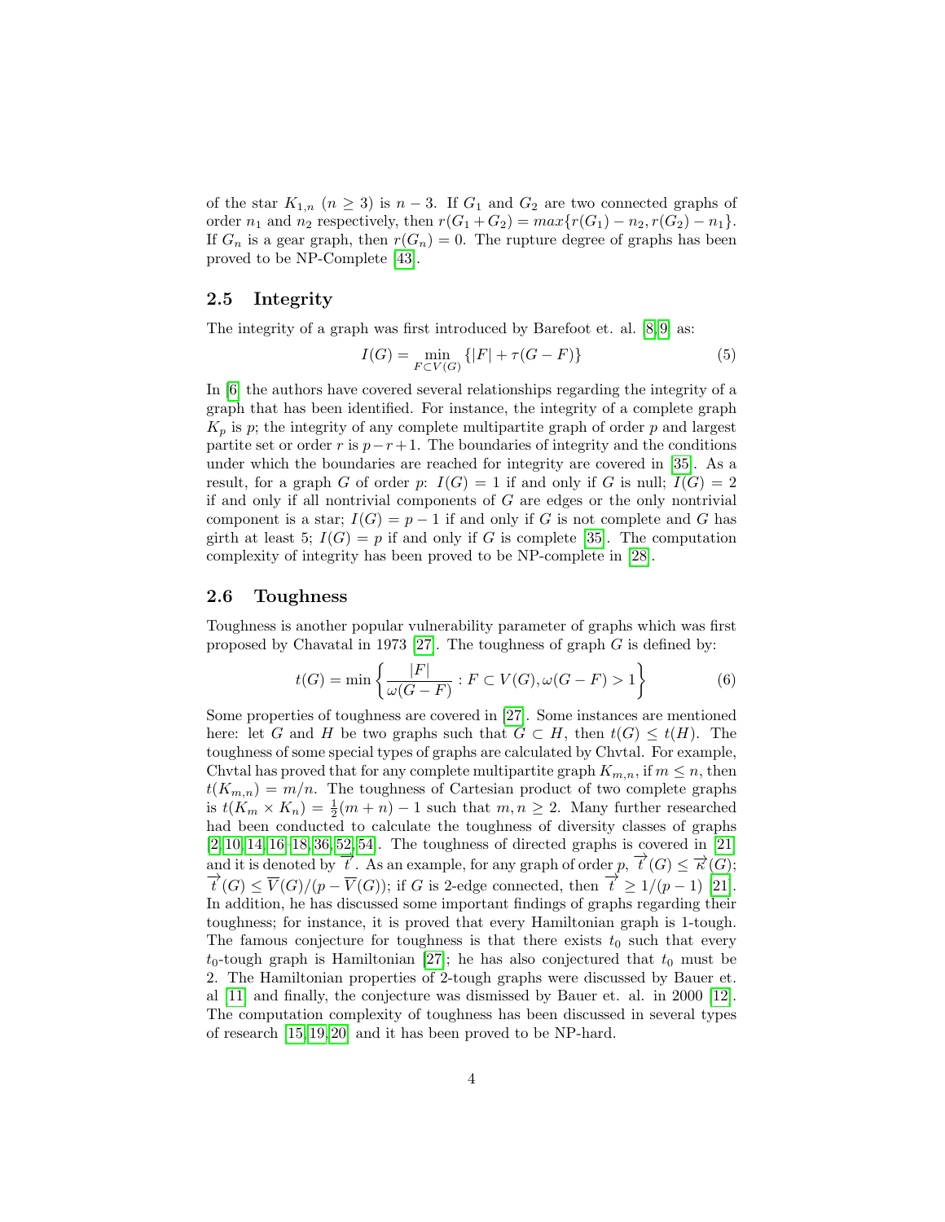of the star $K_{1,n}$ ($n \geq 3$) is $n - 3$. If $G_1$ and $G_2$ are two connected graphs of order $n_1$ and $n_2$ respectively, then $r(G_1 + G_2) = max\{r(G_1) - n_2, r(G_2) - n_1\}$. If $G_n$ is a gear graph, then $r(G_n) = 0$. The rupture degree of graphs has been proved to be NP-Complete [43].

### 2.5 Integrity

The integrity of a graph was first introduced by Barefoot et. al. [8,9] as:

$$I(G) = \min_{F \subset V(G)} \{|F| + \tau(G - F)\} \tag{5}$$

In [6] the authors have covered several relationships regarding the integrity of a graph that has been identified. For instance, the integrity of a complete graph $K_p$ is $p$; the integrity of any complete multipartite graph of order $p$ and largest partite set or order $r$ is $p - r + 1$. The boundaries of integrity and the conditions under which the boundaries are reached for integrity are covered in [35]. As a result, for a graph $G$ of order $p$: $I(G) = 1$ if and only if $G$ is null; $I(G) = 2$ if and only if all nontrivial components of $G$ are edges or the only nontrivial component is a star; $I(G) = p - 1$ if and only if $G$ is not complete and $G$ has girth at least 5; $I(G) = p$ if and only if $G$ is complete [35]. The computation complexity of integrity has been proved to be NP-complete in [28].

### 2.6 Toughness

Toughness is another popular vulnerability parameter of graphs which was first proposed by Chavatal in 1973 [27]. The toughness of graph $G$ is defined by:

$$t(G) = \min \left\{ \frac{|F|}{\omega(G - F)} : F \subset V(G), \omega(G - F) > 1 \right\} \tag{6}$$

Some properties of toughness are covered in [27]. Some instances are mentioned here: let $G$ and $H$ be two graphs such that $G \subset H$, then $t(G) \leq t(H)$. The toughness of some special types of graphs are calculated by Chvtal. For example, Chvtal has proved that for any complete multipartite graph $K_{m,n}$, if $m \leq n$, then $t(K_{m,n}) = m/n$. The toughness of Cartesian product of two complete graphs is $t(K_m \times K_n) = \frac{1}{2}(m + n) - 1$ such that $m, n \geq 2$. Many further researched had been conducted to calculate the toughness of diversity classes of graphs [2,10,14,16–18,36,52,54]. The toughness of directed graphs is covered in [21] and it is denoted by $\overrightarrow{t}$. As an example, for any graph of order $p$, $\overrightarrow{t}(G) \leq \overrightarrow{\kappa}(G)$; $\overrightarrow{t}(G) \leq \overline{V}(G)/(p - \overline{V}(G))$; if $G$ is 2-edge connected, then $\overrightarrow{t} \geq 1/(p-1)$ [21]. In addition, he has discussed some important findings of graphs regarding their toughness; for instance, it is proved that every Hamiltonian graph is 1-tough. The famous conjecture for toughness is that there exists $t_0$ such that every $t_0$-tough graph is Hamiltonian [27]; he has also conjectured that $t_0$ must be 2. The Hamiltonian properties of 2-tough graphs were discussed by Bauer et. al [11] and finally, the conjecture was dismissed by Bauer et. al. in 2000 [12]. The computation complexity of toughness has been discussed in several types of research [15,19,20] and it has been proved to be NP-hard.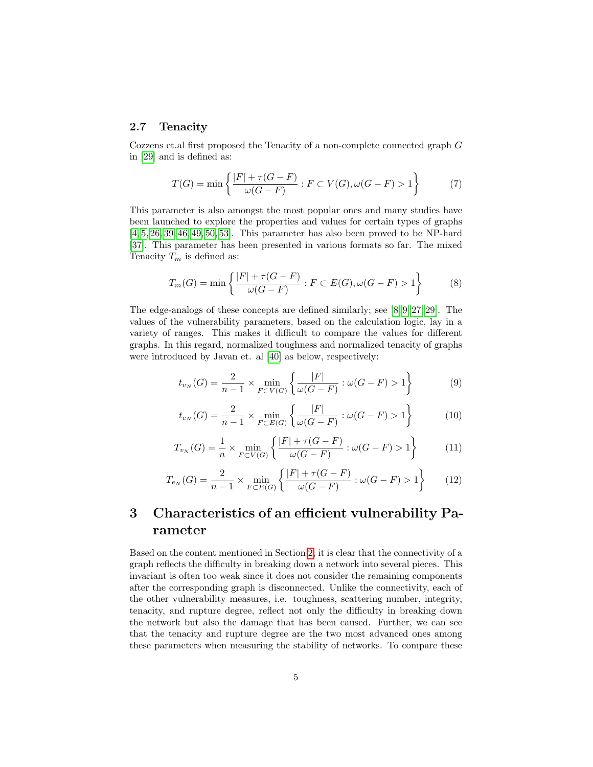### 2.7 Tenacity

Cozzens et.al first proposed the Tenacity of a non-complete connected graph $G$ in [29] and is defined as:

$$T(G) = \min \left\{ \frac{|F| + \tau(G-F)}{\omega(G-F)} : F \subset V(G), \omega(G-F) > 1 \right\} \tag{7}$$

This parameter is also amongst the most popular ones and many studies have been launched to explore the properties and values for certain types of graphs [4,5,26,39,46,49,50,53]. This parameter has also been proved to be NP-hard [37]. This parameter has been presented in various formats so far. The mixed Tenacity $T_m$ is defined as:

$$T_m(G) = \min \left\{ \frac{|F| + \tau(G-F)}{\omega(G-F)} : F \subset E(G), \omega(G-F) > 1 \right\} \tag{8}$$

The edge-analogs of these concepts are defined similarly; see [8,9,27,29]. The values of the vulnerability parameters, based on the calculation logic, lay in a variety of ranges. This makes it difficult to compare the values for different graphs. In this regard, normalized toughness and normalized tenacity of graphs were introduced by Javan et. al [40] as below, respectively:

$$t_{v_N}(G) = \frac{2}{n-1} \times \min_{F \subset V(G)} \left\{ \frac{|F|}{\omega(G-F)} : \omega(G-F) > 1 \right\} \tag{9}$$

$$t_{e_N}(G) = \frac{2}{n-1} \times \min_{F \subset E(G)} \left\{ \frac{|F|}{\omega(G-F)} : \omega(G-F) > 1 \right\} \tag{10}$$

$$T_{v_N}(G) = \frac{1}{n} \times \min_{F \subset V(G)} \left\{ \frac{|F| + \tau(G-F)}{\omega(G-F)} : \omega(G-F) > 1 \right\} \tag{11}$$

$$T_{e_N}(G) = \frac{2}{n-1} \times \min_{F \subset E(G)} \left\{ \frac{|F| + \tau(G-F)}{\omega(G-F)} : \omega(G-F) > 1 \right\} \tag{12}$$

# 3 Characteristics of an efficient vulnerability Parameter

Based on the content mentioned in Section 2, it is clear that the connectivity of a graph reflects the difficulty in breaking down a network into several pieces. This invariant is often too weak since it does not consider the remaining components after the corresponding graph is disconnected. Unlike the connectivity, each of the other vulnerability measures, i.e. toughness, scattering number, integrity, tenacity, and rupture degree, reflect not only the difficulty in breaking down the network but also the damage that has been caused. Further, we can see that the tenacity and rupture degree are the two most advanced ones among these parameters when measuring the stability of networks. To compare these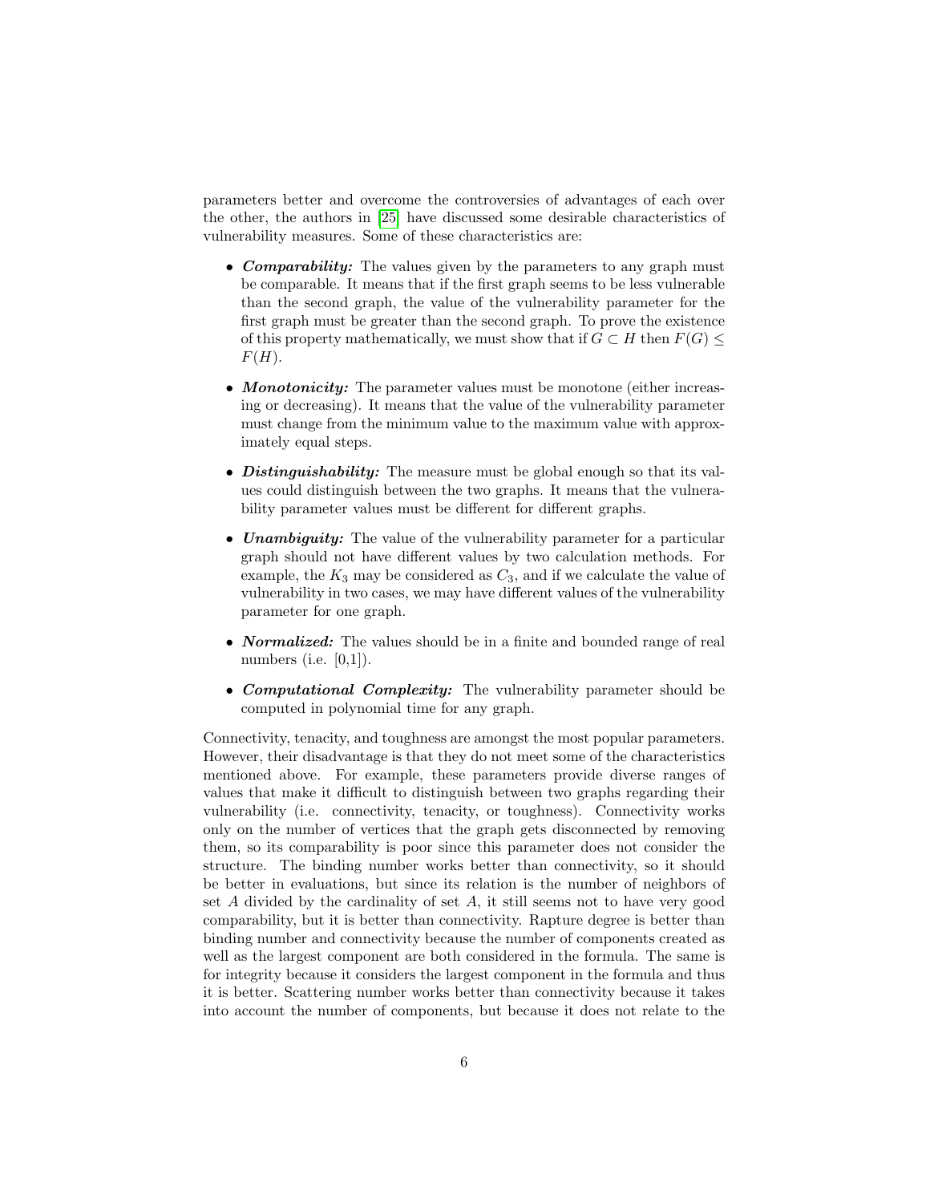parameters better and overcome the controversies of advantages of each over the other, the authors in [25] have discussed some desirable characteristics of vulnerability measures. Some of these characteristics are:

- ***Comparability:*** The values given by the parameters to any graph must be comparable. It means that if the first graph seems to be less vulnerable than the second graph, the value of the vulnerability parameter for the first graph must be greater than the second graph. To prove the existence of this property mathematically, we must show that if $G \subset H$ then $F(G) \leq F(H)$.
- ***Monotonicity:*** The parameter values must be monotone (either increasing or decreasing). It means that the value of the vulnerability parameter must change from the minimum value to the maximum value with approximately equal steps.
- ***Distinguishability:*** The measure must be global enough so that its values could distinguish between the two graphs. It means that the vulnerability parameter values must be different for different graphs.
- ***Unambiguity:*** The value of the vulnerability parameter for a particular graph should not have different values by two calculation methods. For example, the $K_3$ may be considered as $C_3$, and if we calculate the value of vulnerability in two cases, we may have different values of the vulnerability parameter for one graph.
- ***Normalized:*** The values should be in a finite and bounded range of real numbers (i.e. [0,1]).
- ***Computational Complexity:*** The vulnerability parameter should be computed in polynomial time for any graph.

Connectivity, tenacity, and toughness are amongst the most popular parameters. However, their disadvantage is that they do not meet some of the characteristics mentioned above. For example, these parameters provide diverse ranges of values that make it difficult to distinguish between two graphs regarding their vulnerability (i.e. connectivity, tenacity, or toughness). Connectivity works only on the number of vertices that the graph gets disconnected by removing them, so its comparability is poor since this parameter does not consider the structure. The binding number works better than connectivity, so it should be better in evaluations, but since its relation is the number of neighbors of set $A$ divided by the cardinality of set $A$, it still seems not to have very good comparability, but it is better than connectivity. Rapture degree is better than binding number and connectivity because the number of components created as well as the largest component are both considered in the formula. The same is for integrity because it considers the largest component in the formula and thus it is better. Scattering number works better than connectivity because it takes into account the number of components, but because it does not relate to the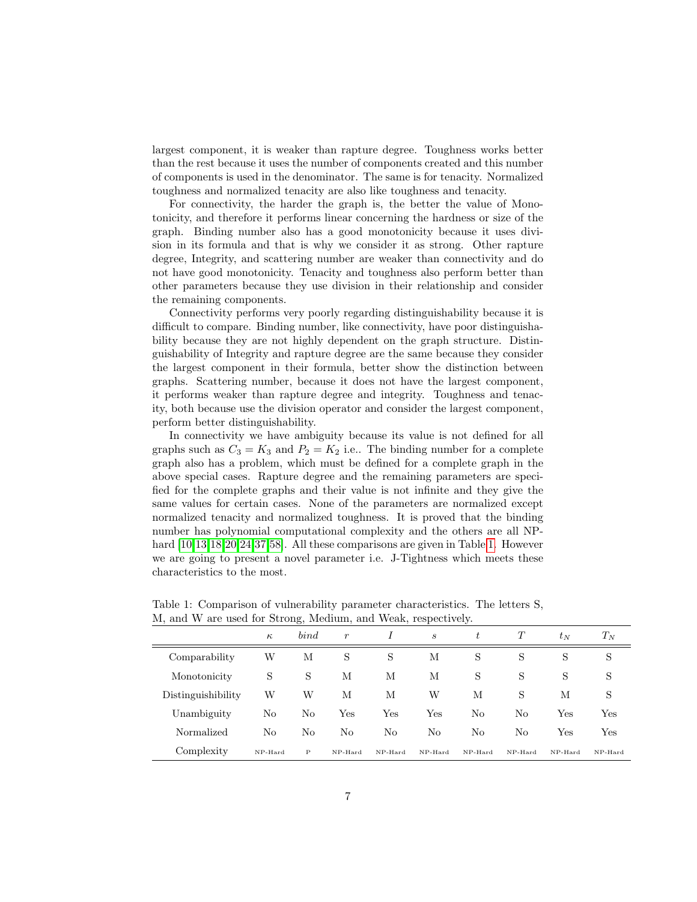largest component, it is weaker than rapture degree. Toughness works better than the rest because it uses the number of components created and this number of components is used in the denominator. The same is for tenacity. Normalized toughness and normalized tenacity are also like toughness and tenacity.

For connectivity, the harder the graph is, the better the value of Monotonicity, and therefore it performs linear concerning the hardness or size of the graph. Binding number also has a good monotonicity because it uses division in its formula and that is why we consider it as strong. Other rapture degree, Integrity, and scattering number are weaker than connectivity and do not have good monotonicity. Tenacity and toughness also perform better than other parameters because they use division in their relationship and consider the remaining components.

Connectivity performs very poorly regarding distinguishability because it is difficult to compare. Binding number, like connectivity, have poor distinguishability because they are not highly dependent on the graph structure. Distinguishability of Integrity and rapture degree are the same because they consider the largest component in their formula, better show the distinction between graphs. Scattering number, because it does not have the largest component, it performs weaker than rapture degree and integrity. Toughness and tenacity, both because use the division operator and consider the largest component, perform better distinguishability.

In connectivity we have ambiguity because its value is not defined for all graphs such as $C_3 = K_3$ and $P_2 = K_2$ i.e.. The binding number for a complete graph also has a problem, which must be defined for a complete graph in the above special cases. Rapture degree and the remaining parameters are specified for the complete graphs and their value is not infinite and they give the same values for certain cases. None of the parameters are normalized except normalized tenacity and normalized toughness. It is proved that the binding number has polynomial computational complexity and the others are all NP-hard [10,13,18,20,24,37,58]. All these comparisons are given in Table 1. However we are going to present a novel parameter i.e. J-Tightness which meets these characteristics to the most.

Table 1: Comparison of vulnerability parameter characteristics. The letters S, M, and W are used for Strong, Medium, and Weak, respectively.

| | $\kappa$ | $bind$ | $r$ | $I$ | $s$ | $t$ | $T$ | $t_N$ | $T_N$ |
|---|---|---|---|---|---|---|---|---|---|
| Comparability | W | M | S | S | M | S | S | S | S |
| Monotonicity | S | S | M | M | M | S | S | S | S |
| Distinguishibility | W | W | M | M | W | M | S | M | S |
| Unambiguity | No | No | Yes | Yes | Yes | No | No | Yes | Yes |
| Normalized | No | No | No | No | No | No | No | Yes | Yes |
| Complexity | NP-Hard | P | NP-Hard | NP-Hard | NP-Hard | NP-Hard | NP-Hard | NP-Hard | NP-Hard |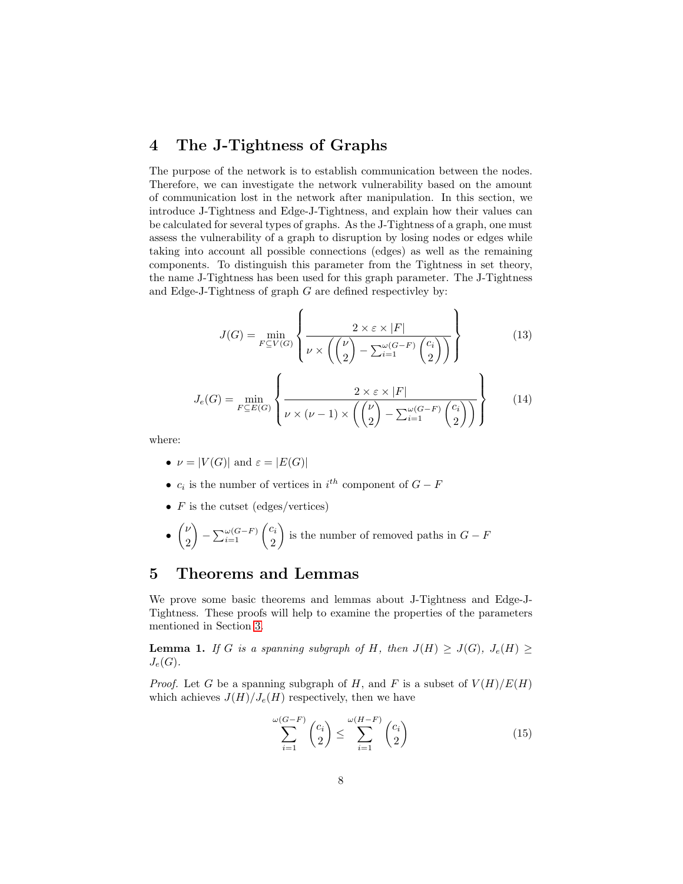## 4 The J-Tightness of Graphs

The purpose of the network is to establish communication between the nodes. Therefore, we can investigate the network vulnerability based on the amount of communication lost in the network after manipulation. In this section, we introduce J-Tightness and Edge-J-Tightness, and explain how their values can be calculated for several types of graphs. As the J-Tightness of a graph, one must assess the vulnerability of a graph to disruption by losing nodes or edges while taking into account all possible connections (edges) as well as the remaining components. To distinguish this parameter from the Tightness in set theory, the name J-Tightness has been used for this graph parameter. The J-Tightness and Edge-J-Tightness of graph $G$ are defined respectivley by:

$$J(G) = \min_{F \subseteq V(G)} \left\{ \frac{2 \times \varepsilon \times |F|}{\nu \times \left( \binom{\nu}{2} - \sum_{i=1}^{\omega(G-F)} \binom{c_i}{2} \right)} \right\} \tag{13}$$

$$J_e(G) = \min_{F \subseteq E(G)} \left\{ \frac{2 \times \varepsilon \times |F|}{\nu \times (\nu - 1) \times \left( \binom{\nu}{2} - \sum_{i=1}^{\omega(G-F)} \binom{c_i}{2} \right)} \right\} \tag{14}$$

where:

- $\nu = |V(G)|$ and $\varepsilon = |E(G)|$
- $c_i$ is the number of vertices in $i^{th}$ component of $G - F$
- $F$ is the cutset (edges/vertices)
- $\binom{\nu}{2} - \sum_{i=1}^{\omega(G-F)} \binom{c_i}{2}$ is the number of removed paths in $G - F$

## 5 Theorems and Lemmas

We prove some basic theorems and lemmas about J-Tightness and Edge-J-Tightness. These proofs will help to examine the properties of the parameters mentioned in Section 3.

**Lemma 1.** *If $G$ is a spanning subgraph of $H$, then $J(H) \geq J(G)$, $J_e(H) \geq J_e(G)$.*

*Proof.* Let $G$ be a spanning subgraph of $H$, and $F$ is a subset of $V(H)/E(H)$ which achieves $J(H)/J_e(H)$ respectively, then we have

$$\sum_{i=1}^{\omega(G-F)} \binom{c_i}{2} \leq \sum_{i=1}^{\omega(H-F)} \binom{c_i}{2} \tag{15}$$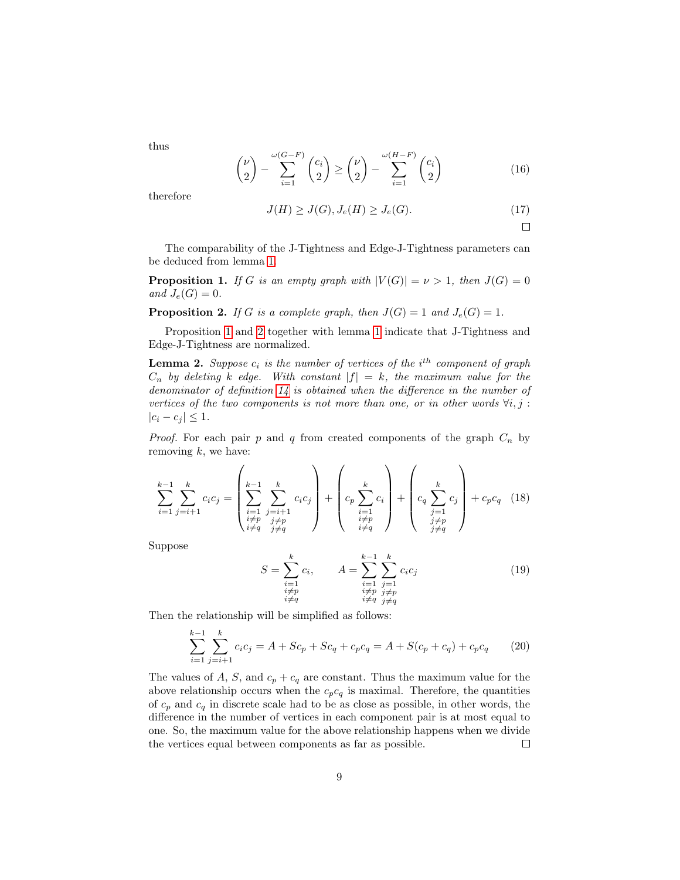thus

$$\binom{\nu}{2} - \sum_{i=1}^{\omega(G-F)} \binom{c_i}{2} \geq \binom{\nu}{2} - \sum_{i=1}^{\omega(H-F)} \binom{c_i}{2} \tag{16}$$

therefore

$$J(H) \geq J(G), J_e(H) \geq J_e(G). \tag{17}$$

□

The comparability of the J-Tightness and Edge-J-Tightness parameters can be deduced from lemma 1.

**Proposition 1.** *If $G$ is an empty graph with $|V(G)| = \nu > 1$, then $J(G) = 0$ and $J_e(G) = 0$.*

**Proposition 2.** *If $G$ is a complete graph, then $J(G) = 1$ and $J_e(G) = 1$.*

Proposition 1 and 2 together with lemma 1 indicate that J-Tightness and Edge-J-Tightness are normalized.

**Lemma 2.** *Suppose $c_i$ is the number of vertices of the $i^{th}$ component of graph $C_n$ by deleting $k$ edge. With constant $|f| = k$, the maximum value for the denominator of definition 14 is obtained when the difference in the number of vertices of the two components is not more than one, or in other words $\forall i, j : |c_i - c_j| \leq 1$.*

*Proof.* For each pair $p$ and $q$ from created components of the graph $C_n$ by removing $k$, we have:

$$\sum_{i=1}^{k-1} \sum_{j=i+1}^{k} c_i c_j = \left( \sum_{\substack{i=1 \\ i \neq p \\ i \neq q}}^{k-1} \sum_{\substack{j=i+1 \\ j \neq p \\ j \neq q}}^{k} c_i c_j \right) + \left( c_p \sum_{\substack{i=1 \\ i \neq p \\ i \neq q}}^{k} c_i \right) + \left( c_q \sum_{\substack{j=1 \\ j \neq p \\ j \neq q}}^{k} c_j \right) + c_p c_q \tag{18}$$

Suppose

$$S = \sum_{\substack{i=1 \\ i \neq p \\ i \neq q}}^{k} c_i, \qquad A = \sum_{\substack{i=1 \\ i \neq p \\ i \neq q}}^{k-1} \sum_{\substack{j=1 \\ j \neq p \\ j \neq q}}^{k} c_i c_j \tag{19}$$

Then the relationship will be simplified as follows:

$$\sum_{i=1}^{k-1} \sum_{j=i+1}^{k} c_i c_j = A + S c_p + S c_q + c_p c_q = A + S(c_p + c_q) + c_p c_q \tag{20}$$

The values of $A$, $S$, and $c_p + c_q$ are constant. Thus the maximum value for the above relationship occurs when the $c_p c_q$ is maximal. Therefore, the quantities of $c_p$ and $c_q$ in discrete scale had to be as close as possible, in other words, the difference in the number of vertices in each component pair is at most equal to one. So, the maximum value for the above relationship happens when we divide the vertices equal between components as far as possible. □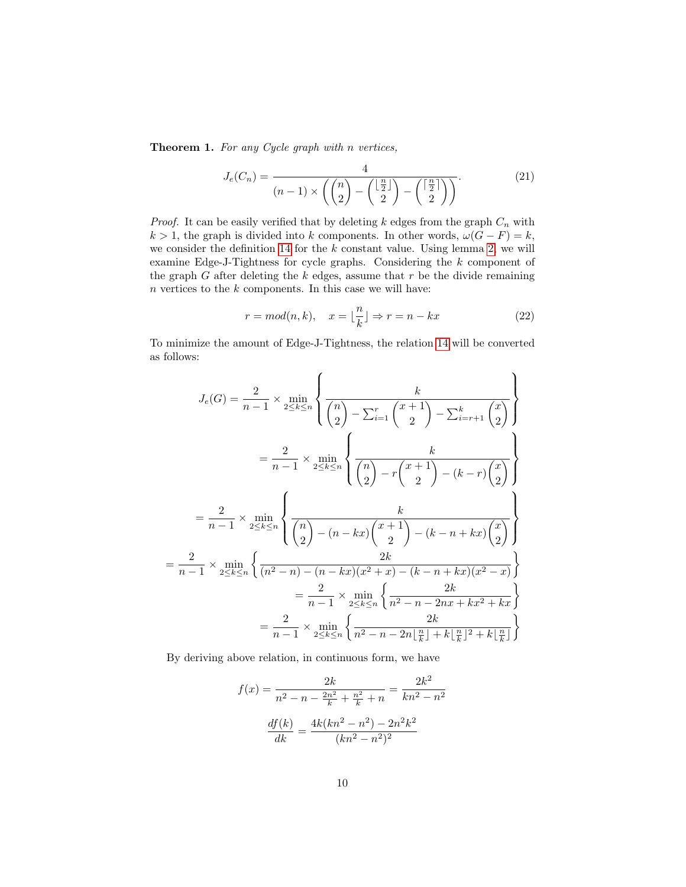**Theorem 1.** *For any Cycle graph with n vertices,*

$$J_e(C_n) = \frac{4}{(n-1) \times \left( \binom{n}{2} - \binom{\lfloor \frac{n}{2} \rfloor}{2} - \binom{\lceil \frac{n}{2} \rceil}{2} \right)}. \tag{21}$$

*Proof.* It can be easily verified that by deleting $k$ edges from the graph $C_n$ with $k > 1$, the graph is divided into $k$ components. In other words, $\omega(G - F) = k$, we consider the definition 14 for the $k$ constant value. Using lemma 2, we will examine Edge-J-Tightness for cycle graphs. Considering the $k$ component of the graph $G$ after deleting the $k$ edges, assume that $r$ be the divide remaining $n$ vertices to the $k$ components. In this case we will have:

$$r = mod(n, k), \quad x = \lfloor \frac{n}{k} \rfloor \Rightarrow r = n - kx \tag{22}$$

To minimize the amount of Edge-J-Tightness, the relation 14 will be converted as follows:

$$J_e(G) = \frac{2}{n-1} \times \min_{2 \le k \le n} \left\{ \frac{k}{\binom{n}{2} - \sum_{i=1}^{r} \binom{x+1}{2} - \sum_{i=r+1}^{k} \binom{x}{2}} \right\}$$

$$= \frac{2}{n-1} \times \min_{2 \le k \le n} \left\{ \frac{k}{\binom{n}{2} - r\binom{x+1}{2} - (k-r)\binom{x}{2}} \right\}$$

$$= \frac{2}{n-1} \times \min_{2 \le k \le n} \left\{ \frac{k}{\binom{n}{2} - (n-kx)\binom{x+1}{2} - (k-n+kx)\binom{x}{2}} \right\}$$

$$= \frac{2}{n-1} \times \min_{2 \le k \le n} \left\{ \frac{2k}{(n^2-n) - (n-kx)(x^2+x) - (k-n+kx)(x^2-x)} \right\}$$

$$= \frac{2}{n-1} \times \min_{2 \le k \le n} \left\{ \frac{2k}{n^2 - n - 2nx + kx^2 + kx} \right\}$$

$$= \frac{2}{n-1} \times \min_{2 \le k \le n} \left\{ \frac{2k}{n^2 - n - 2n\lfloor \frac{n}{k} \rfloor + k\lfloor \frac{n}{k} \rfloor^2 + k\lfloor \frac{n}{k} \rfloor} \right\}$$

By deriving above relation, in continuous form, we have

$$f(x) = \frac{2k}{n^2 - n - \frac{2n^2}{k} + \frac{n^2}{k} + n} = \frac{2k^2}{kn^2 - n^2}$$

$$\frac{df(k)}{dk} = \frac{4k(kn^2 - n^2) - 2n^2k^2}{(kn^2 - n^2)^2}$$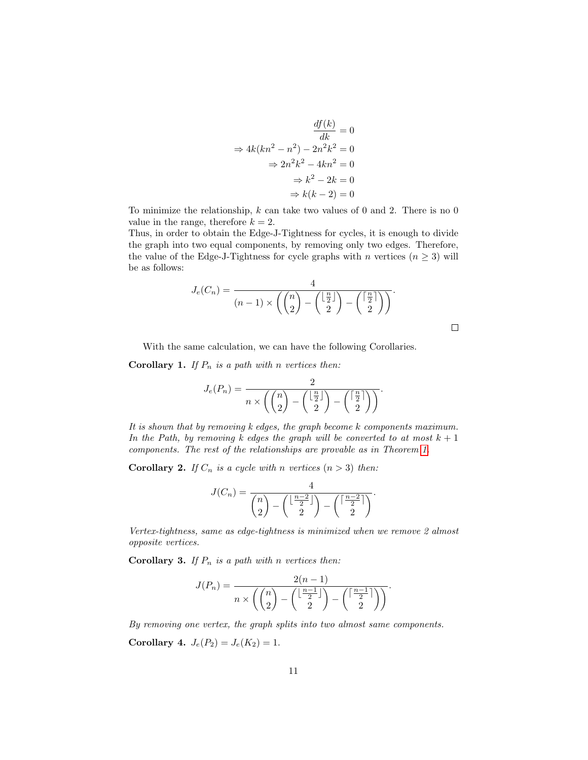$$
\begin{aligned}
\frac{df(k)}{dk} &= 0 \\
\Rightarrow 4k(kn^2 - n^2) - 2n^2k^2 &= 0 \\
\Rightarrow 2n^2k^2 - 4kn^2 &= 0 \\
\Rightarrow k^2 - 2k &= 0 \\
\Rightarrow k(k-2) &= 0
\end{aligned}
$$

To minimize the relationship, $k$ can take two values of 0 and 2. There is no 0 value in the range, therefore $k = 2$.
Thus, in order to obtain the Edge-J-Tightness for cycles, it is enough to divide the graph into two equal components, by removing only two edges. Therefore, the value of the Edge-J-Tightness for cycle graphs with $n$ vertices ($n \geq 3$) will be as follows:

$$
J_e(C_n) = \frac{4}{(n-1) \times \left( \binom{n}{2} - \binom{\lfloor \frac{n}{2} \rfloor}{2} - \binom{\lceil \frac{n}{2} \rceil}{2} \right)}.
$$

□

With the same calculation, we can have the following Corollaries.

**Corollary 1.** *If $P_n$ is a path with $n$ vertices then:*

$$
J_e(P_n) = \frac{2}{n \times \left( \binom{n}{2} - \binom{\lfloor \frac{n}{2} \rfloor}{2} - \binom{\lceil \frac{n}{2} \rceil}{2} \right)}.
$$

*It is shown that by removing $k$ edges, the graph become $k$ components maximum. In the Path, by removing $k$ edges the graph will be converted to at most $k+1$ components. The rest of the relationships are provable as in Theorem 1.*

**Corollary 2.** *If $C_n$ is a cycle with $n$ vertices ($n > 3$) then:*

$$
J(C_n) = \frac{4}{\binom{n}{2} - \binom{\lfloor \frac{n-2}{2} \rfloor}{2} - \binom{\lceil \frac{n-2}{2} \rceil}{2}}.
$$

*Vertex-tightness, same as edge-tightness is minimized when we remove 2 almost opposite vertices.*

**Corollary 3.** *If $P_n$ is a path with $n$ vertices then:*

$$
J(P_n) = \frac{2(n-1)}{n \times \left( \binom{n}{2} - \binom{\lfloor \frac{n-1}{2} \rfloor}{2} - \binom{\lceil \frac{n-1}{2} \rceil}{2} \right)}.
$$

*By removing one vertex, the graph splits into two almost same components.*

**Corollary 4.** $J_e(P_2) = J_e(K_2) = 1$.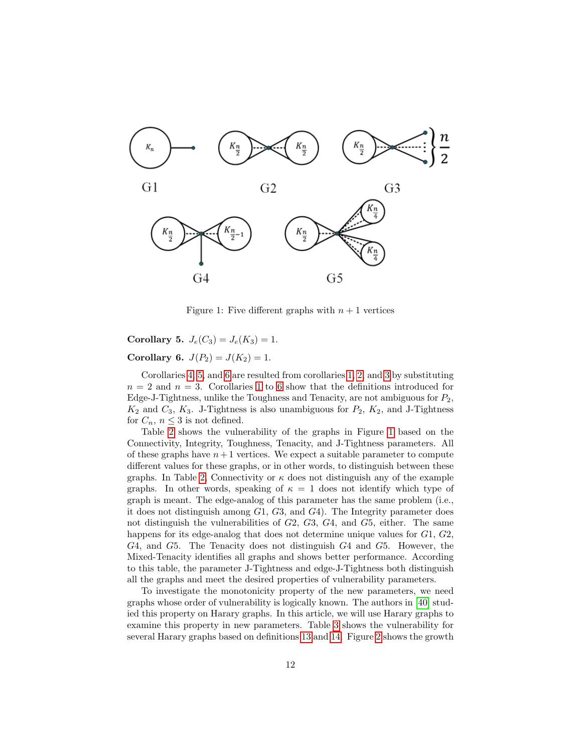G1 G2 G3 G4 G5

Figure 1: Five different graphs with $n+1$ vertices

**Corollary 5.** $J_e(C_3) = J_e(K_3) = 1$.

**Corollary 6.** $J(P_2) = J(K_2) = 1$.

Corollaries 4, 5, and 6 are resulted from corollaries 1, 2, and 3 by substituting $n = 2$ and $n = 3$. Corollaries 1 to 6 show that the definitions introduced for Edge-J-Tightness, unlike the Toughness and Tenacity, are not ambiguous for $P_2$, $K_2$ and $C_3$, $K_3$. J-Tightness is also unambiguous for $P_2$, $K_2$, and J-Tightness for $C_n$, $n \leq 3$ is not defined.

Table 2 shows the vulnerability of the graphs in Figure 1 based on the Connectivity, Integrity, Toughness, Tenacity, and J-Tightness parameters. All of these graphs have $n+1$ vertices. We expect a suitable parameter to compute different values for these graphs, or in other words, to distinguish between these graphs. In Table 2, Connectivity or $\kappa$ does not distinguish any of the example graphs. In other words, speaking of $\kappa = 1$ does not identify which type of graph is meant. The edge-analog of this parameter has the same problem (i.e., it does not distinguish among $G1$, $G3$, and $G4$). The Integrity parameter does not distinguish the vulnerabilities of $G2$, $G3$, $G4$, and $G5$, either. The same happens for its edge-analog that does not determine unique values for $G1$, $G2$, $G4$, and $G5$. The Tenacity does not distinguish $G4$ and $G5$. However, the Mixed-Tenacity identifies all graphs and shows better performance. According to this table, the parameter J-Tightness and edge-J-Tightness both distinguish all the graphs and meet the desired properties of vulnerability parameters.

To investigate the monotonicity property of the new parameters, we need graphs whose order of vulnerability is logically known. The authors in [40] studied this property on Harary graphs. In this article, we will use Harary graphs to examine this property in new parameters. Table 3 shows the vulnerability for several Harary graphs based on definitions 13 and 14. Figure 2 shows the growth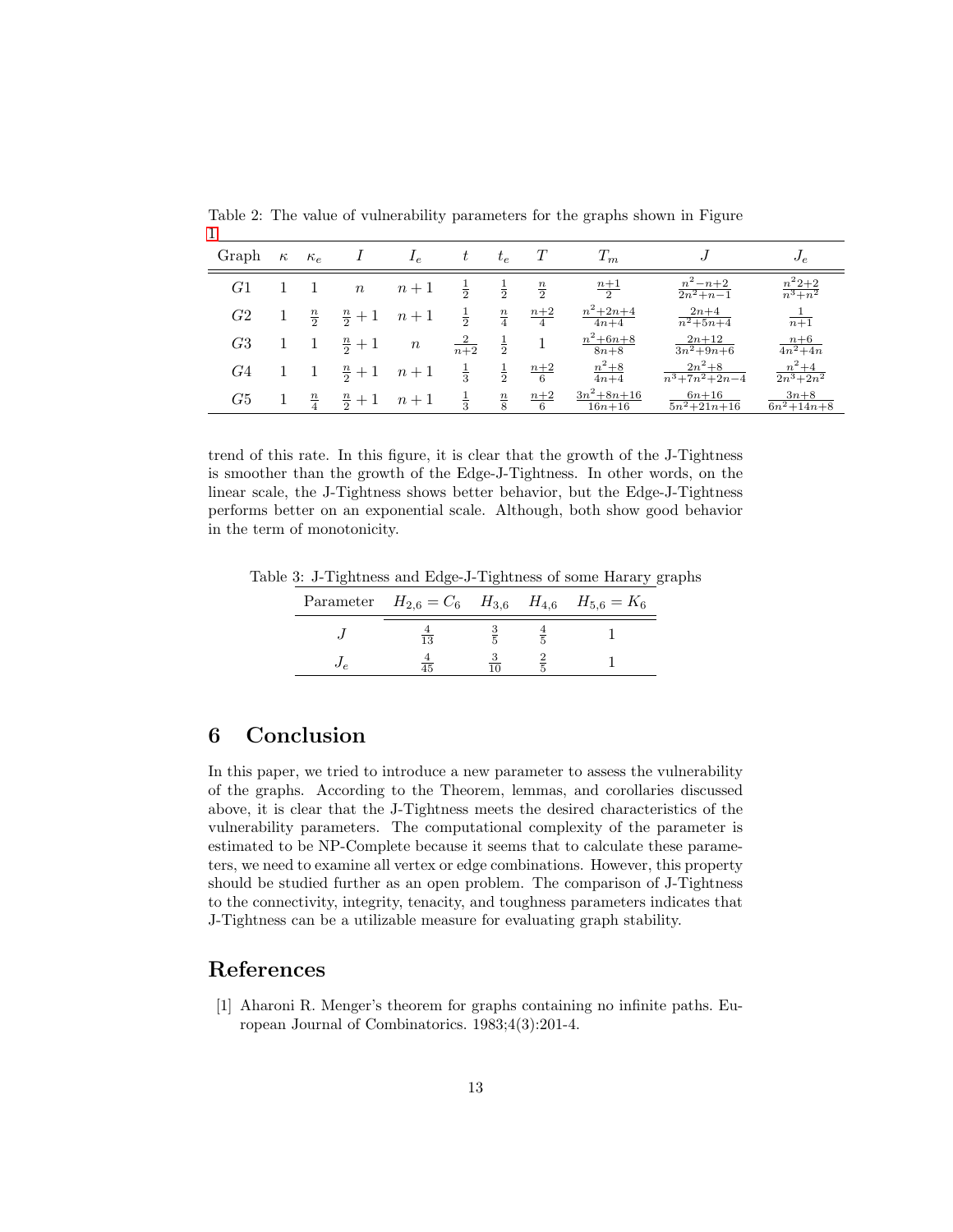Table 2: The value of vulnerability parameters for the graphs shown in Figure 1

| Graph | $\kappa$ | $\kappa_e$ | $I$ | $I_e$ | $t$ | $t_e$ | $T$ | $T_m$ | $J$ | $J_e$ |
|---|---|---|---|---|---|---|---|---|---|---|
| $G1$ | 1 | 1 | $n$ | $n+1$ | $\frac{1}{2}$ | $\frac{1}{2}$ | $\frac{n}{2}$ | $\frac{n+1}{2}$ | $\frac{n^2-n+2}{2n^2+n-1}$ | $\frac{n^2 2+2}{n^3+n^2}$ |
| $G2$ | 1 | $\frac{n}{2}$ | $\frac{n}{2}+1$ | $n+1$ | $\frac{1}{2}$ | $\frac{n}{4}$ | $\frac{n+2}{4}$ | $\frac{n^2+2n+4}{4n+4}$ | $\frac{2n+4}{n^2+5n+4}$ | $\frac{1}{n+1}$ |
| $G3$ | 1 | 1 | $\frac{n}{2}+1$ | $n$ | $\frac{2}{n+2}$ | $\frac{1}{2}$ | 1 | $\frac{n^2+6n+8}{8n+8}$ | $\frac{2n+12}{3n^2+9n+6}$ | $\frac{n+6}{4n^2+4n}$ |
| $G4$ | 1 | 1 | $\frac{n}{2}+1$ | $n+1$ | $\frac{1}{3}$ | $\frac{1}{2}$ | $\frac{n+2}{6}$ | $\frac{n^2+8}{4n+4}$ | $\frac{2n^2+8}{n^3+7n^2+2n-4}$ | $\frac{n^2+4}{2n^3+2n^2}$ |
| $G5$ | 1 | $\frac{n}{4}$ | $\frac{n}{2}+1$ | $n+1$ | $\frac{1}{3}$ | $\frac{n}{8}$ | $\frac{n+2}{6}$ | $\frac{3n^2+8n+16}{16n+16}$ | $\frac{6n+16}{5n^2+21n+16}$ | $\frac{3n+8}{6n^2+14n+8}$ |

trend of this rate. In this figure, it is clear that the growth of the J-Tightness is smoother than the growth of the Edge-J-Tightness. In other words, on the linear scale, the J-Tightness shows better behavior, but the Edge-J-Tightness performs better on an exponential scale. Although, both show good behavior in the term of monotonicity.

Table 3: J-Tightness and Edge-J-Tightness of some Harary graphs

| Parameter | $H_{2,6} = C_6$ | $H_{3,6}$ | $H_{4,6}$ | $H_{5,6} = K_6$ |
|---|---|---|---|---|
| $J$ | $\frac{4}{13}$ | $\frac{3}{5}$ | $\frac{4}{5}$ | 1 |
| $J_e$ | $\frac{4}{45}$ | $\frac{3}{10}$ | $\frac{2}{5}$ | 1 |

## 6 Conclusion

In this paper, we tried to introduce a new parameter to assess the vulnerability of the graphs. According to the Theorem, lemmas, and corollaries discussed above, it is clear that the J-Tightness meets the desired characteristics of the vulnerability parameters. The computational complexity of the parameter is estimated to be NP-Complete because it seems that to calculate these parameters, we need to examine all vertex or edge combinations. However, this property should be studied further as an open problem. The comparison of J-Tightness to the connectivity, integrity, tenacity, and toughness parameters indicates that J-Tightness can be a utilizable measure for evaluating graph stability.

## References

[1] Aharoni R. Menger's theorem for graphs containing no infinite paths. European Journal of Combinatorics. 1983;4(3):201-4.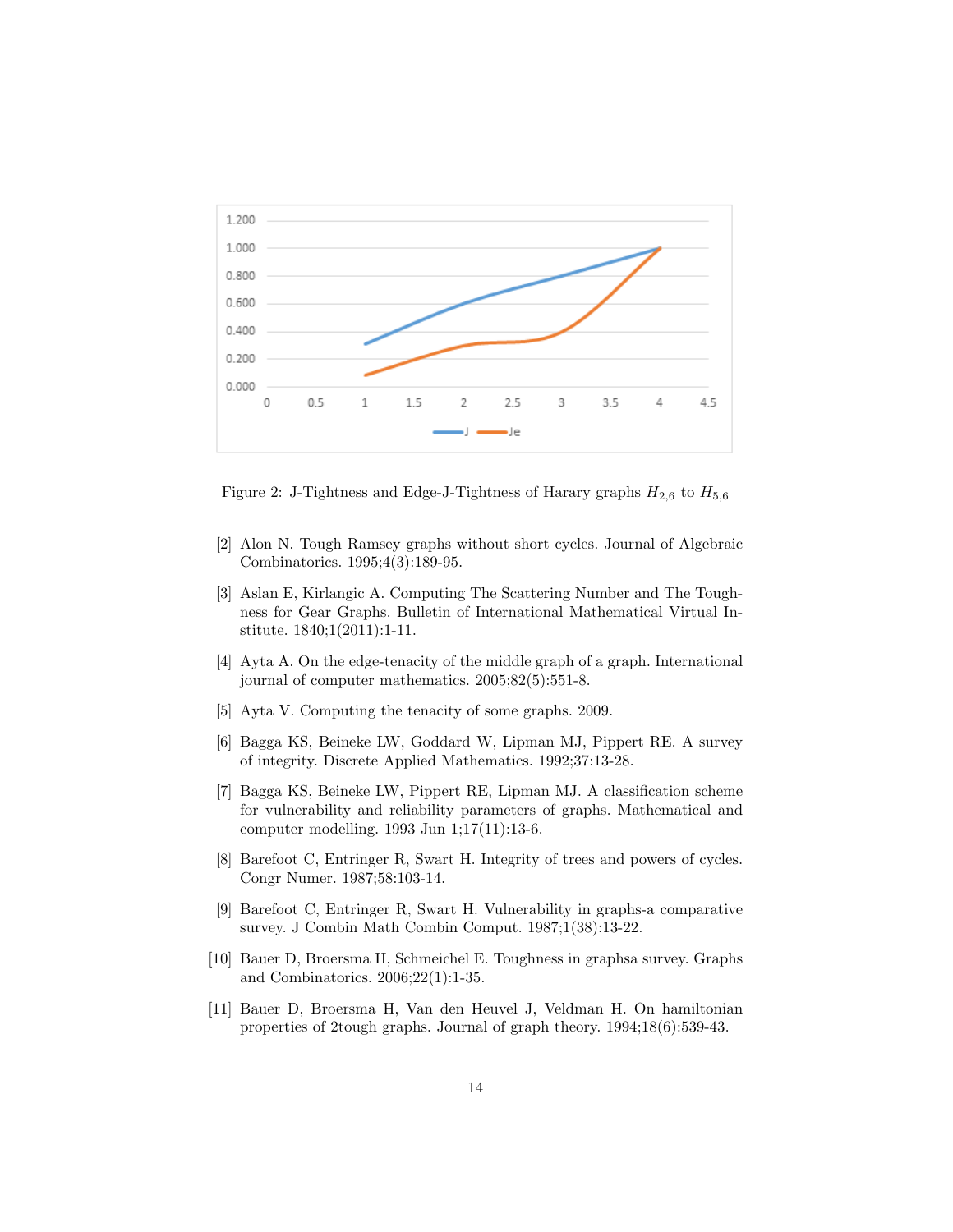1.200
1.000
0.800
0.600
0.400
0.200
0.000
0 0.5 1 1.5 2 2.5 3 3.5 4 4.5
J Je

Figure 2: J-Tightness and Edge-J-Tightness of Harary graphs $H_{2,6}$ to $H_{5,6}$

[2] Alon N. Tough Ramsey graphs without short cycles. Journal of Algebraic Combinatorics. 1995;4(3):189-95.

[3] Aslan E, Kirlangic A. Computing The Scattering Number and The Toughness for Gear Graphs. Bulletin of International Mathematical Virtual Institute. 1840;1(2011):1-11.

[4] Ayta A. On the edge-tenacity of the middle graph of a graph. International journal of computer mathematics. 2005;82(5):551-8.

[5] Ayta V. Computing the tenacity of some graphs. 2009.

[6] Bagga KS, Beineke LW, Goddard W, Lipman MJ, Pippert RE. A survey of integrity. Discrete Applied Mathematics. 1992;37:13-28.

[7] Bagga KS, Beineke LW, Pippert RE, Lipman MJ. A classification scheme for vulnerability and reliability parameters of graphs. Mathematical and computer modelling. 1993 Jun 1;17(11):13-6.

[8] Barefoot C, Entringer R, Swart H. Integrity of trees and powers of cycles. Congr Numer. 1987;58:103-14.

[9] Barefoot C, Entringer R, Swart H. Vulnerability in graphs-a comparative survey. J Combin Math Combin Comput. 1987;1(38):13-22.

[10] Bauer D, Broersma H, Schmeichel E. Toughness in graphsa survey. Graphs and Combinatorics. 2006;22(1):1-35.

[11] Bauer D, Broersma H, Van den Heuvel J, Veldman H. On hamiltonian properties of 2tough graphs. Journal of graph theory. 1994;18(6):539-43.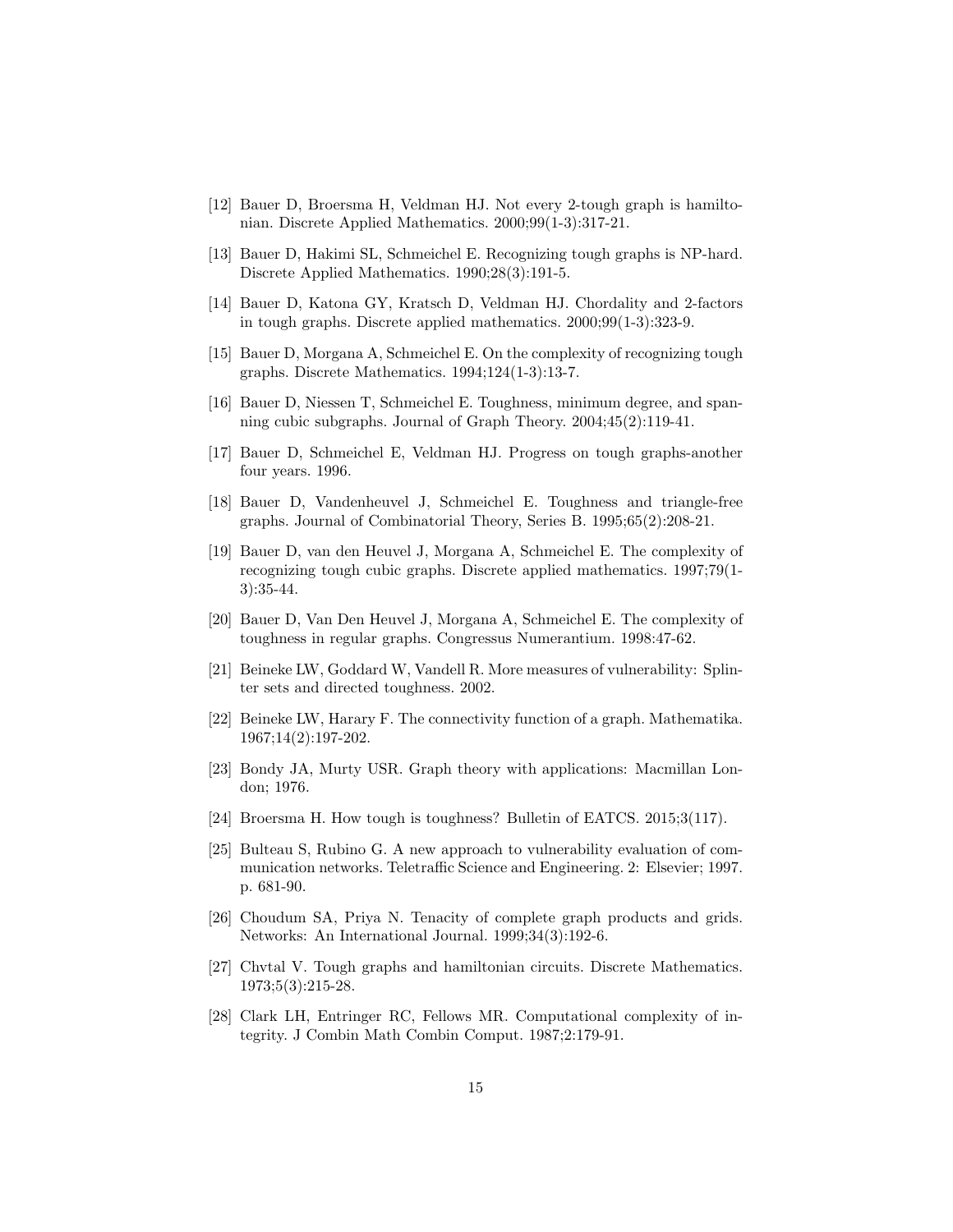[12] Bauer D, Broersma H, Veldman HJ. Not every 2-tough graph is hamiltonian. Discrete Applied Mathematics. 2000;99(1-3):317-21.

[13] Bauer D, Hakimi SL, Schmeichel E. Recognizing tough graphs is NP-hard. Discrete Applied Mathematics. 1990;28(3):191-5.

[14] Bauer D, Katona GY, Kratsch D, Veldman HJ. Chordality and 2-factors in tough graphs. Discrete applied mathematics. 2000;99(1-3):323-9.

[15] Bauer D, Morgana A, Schmeichel E. On the complexity of recognizing tough graphs. Discrete Mathematics. 1994;124(1-3):13-7.

[16] Bauer D, Niessen T, Schmeichel E. Toughness, minimum degree, and spanning cubic subgraphs. Journal of Graph Theory. 2004;45(2):119-41.

[17] Bauer D, Schmeichel E, Veldman HJ. Progress on tough graphs-another four years. 1996.

[18] Bauer D, Vandenheuvel J, Schmeichel E. Toughness and triangle-free graphs. Journal of Combinatorial Theory, Series B. 1995;65(2):208-21.

[19] Bauer D, van den Heuvel J, Morgana A, Schmeichel E. The complexity of recognizing tough cubic graphs. Discrete applied mathematics. 1997;79(1-3):35-44.

[20] Bauer D, Van Den Heuvel J, Morgana A, Schmeichel E. The complexity of toughness in regular graphs. Congressus Numerantium. 1998:47-62.

[21] Beineke LW, Goddard W, Vandell R. More measures of vulnerability: Splinter sets and directed toughness. 2002.

[22] Beineke LW, Harary F. The connectivity function of a graph. Mathematika. 1967;14(2):197-202.

[23] Bondy JA, Murty USR. Graph theory with applications: Macmillan London; 1976.

[24] Broersma H. How tough is toughness? Bulletin of EATCS. 2015;3(117).

[25] Bulteau S, Rubino G. A new approach to vulnerability evaluation of communication networks. Teletraffic Science and Engineering. 2: Elsevier; 1997. p. 681-90.

[26] Choudum SA, Priya N. Tenacity of complete graph products and grids. Networks: An International Journal. 1999;34(3):192-6.

[27] Chvtal V. Tough graphs and hamiltonian circuits. Discrete Mathematics. 1973;5(3):215-28.

[28] Clark LH, Entringer RC, Fellows MR. Computational complexity of integrity. J Combin Math Combin Comput. 1987;2:179-91.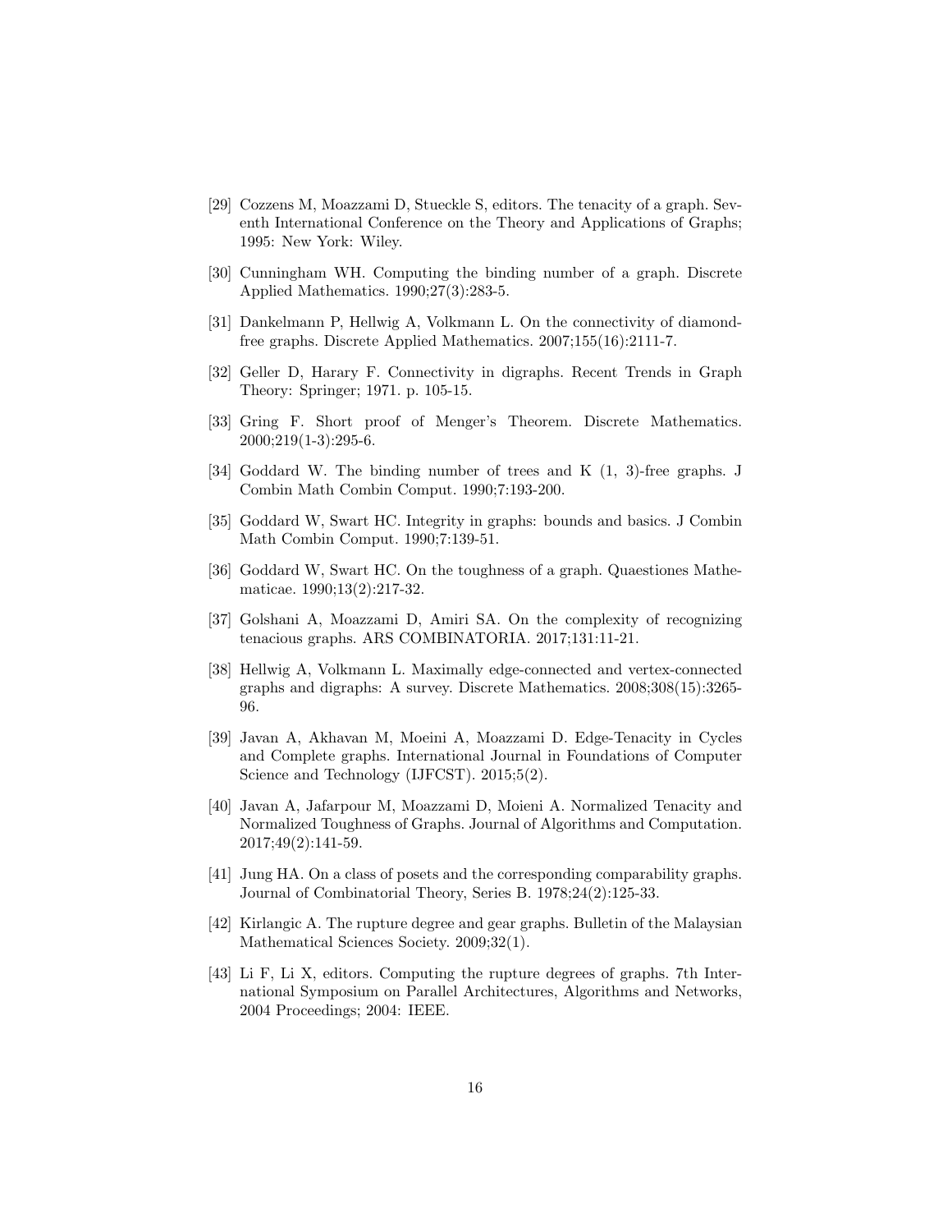[29] Cozzens M, Moazzami D, Stueckle S, editors. The tenacity of a graph. Seventh International Conference on the Theory and Applications of Graphs; 1995: New York: Wiley.

[30] Cunningham WH. Computing the binding number of a graph. Discrete Applied Mathematics. 1990;27(3):283-5.

[31] Dankelmann P, Hellwig A, Volkmann L. On the connectivity of diamond-free graphs. Discrete Applied Mathematics. 2007;155(16):2111-7.

[32] Geller D, Harary F. Connectivity in digraphs. Recent Trends in Graph Theory: Springer; 1971. p. 105-15.

[33] Gring F. Short proof of Menger's Theorem. Discrete Mathematics. 2000;219(1-3):295-6.

[34] Goddard W. The binding number of trees and K (1, 3)-free graphs. J Combin Math Combin Comput. 1990;7:193-200.

[35] Goddard W, Swart HC. Integrity in graphs: bounds and basics. J Combin Math Combin Comput. 1990;7:139-51.

[36] Goddard W, Swart HC. On the toughness of a graph. Quaestiones Mathematicae. 1990;13(2):217-32.

[37] Golshani A, Moazzami D, Amiri SA. On the complexity of recognizing tenacious graphs. ARS COMBINATORIA. 2017;131:11-21.

[38] Hellwig A, Volkmann L. Maximally edge-connected and vertex-connected graphs and digraphs: A survey. Discrete Mathematics. 2008;308(15):3265-96.

[39] Javan A, Akhavan M, Moeini A, Moazzami D. Edge-Tenacity in Cycles and Complete graphs. International Journal in Foundations of Computer Science and Technology (IJFCST). 2015;5(2).

[40] Javan A, Jafarpour M, Moazzami D, Moieni A. Normalized Tenacity and Normalized Toughness of Graphs. Journal of Algorithms and Computation. 2017;49(2):141-59.

[41] Jung HA. On a class of posets and the corresponding comparability graphs. Journal of Combinatorial Theory, Series B. 1978;24(2):125-33.

[42] Kirlangic A. The rupture degree and gear graphs. Bulletin of the Malaysian Mathematical Sciences Society. 2009;32(1).

[43] Li F, Li X, editors. Computing the rupture degrees of graphs. 7th International Symposium on Parallel Architectures, Algorithms and Networks, 2004 Proceedings; 2004: IEEE.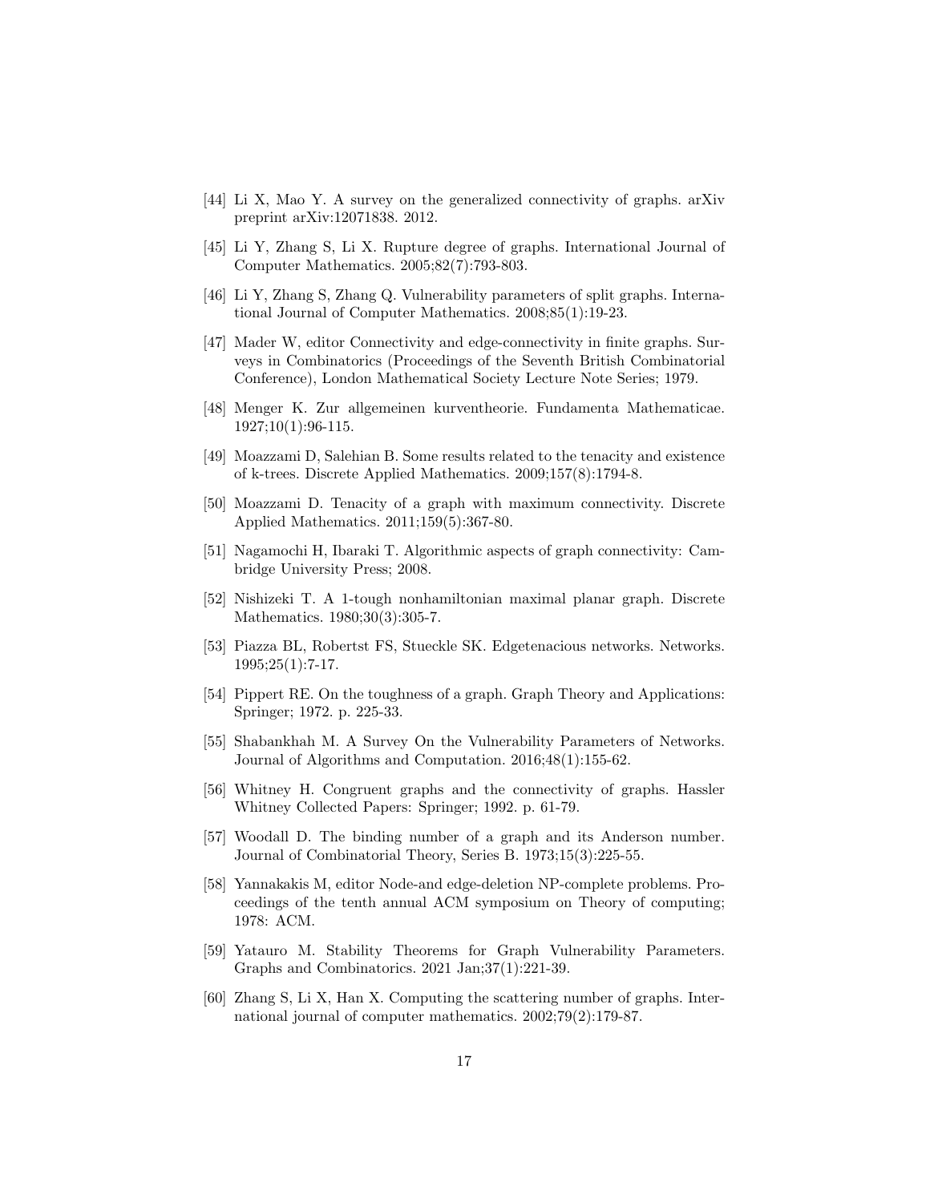[44] Li X, Mao Y. A survey on the generalized connectivity of graphs. arXiv preprint arXiv:12071838. 2012.

[45] Li Y, Zhang S, Li X. Rupture degree of graphs. International Journal of Computer Mathematics. 2005;82(7):793-803.

[46] Li Y, Zhang S, Zhang Q. Vulnerability parameters of split graphs. International Journal of Computer Mathematics. 2008;85(1):19-23.

[47] Mader W, editor Connectivity and edge-connectivity in finite graphs. Surveys in Combinatorics (Proceedings of the Seventh British Combinatorial Conference), London Mathematical Society Lecture Note Series; 1979.

[48] Menger K. Zur allgemeinen kurventheorie. Fundamenta Mathematicae. 1927;10(1):96-115.

[49] Moazzami D, Salehian B. Some results related to the tenacity and existence of k-trees. Discrete Applied Mathematics. 2009;157(8):1794-8.

[50] Moazzami D. Tenacity of a graph with maximum connectivity. Discrete Applied Mathematics. 2011;159(5):367-80.

[51] Nagamochi H, Ibaraki T. Algorithmic aspects of graph connectivity: Cambridge University Press; 2008.

[52] Nishizeki T. A 1-tough nonhamiltonian maximal planar graph. Discrete Mathematics. 1980;30(3):305-7.

[53] Piazza BL, Robertst FS, Stueckle SK. Edgetenacious networks. Networks. 1995;25(1):7-17.

[54] Pippert RE. On the toughness of a graph. Graph Theory and Applications: Springer; 1972. p. 225-33.

[55] Shabankhah M. A Survey On the Vulnerability Parameters of Networks. Journal of Algorithms and Computation. 2016;48(1):155-62.

[56] Whitney H. Congruent graphs and the connectivity of graphs. Hassler Whitney Collected Papers: Springer; 1992. p. 61-79.

[57] Woodall D. The binding number of a graph and its Anderson number. Journal of Combinatorial Theory, Series B. 1973;15(3):225-55.

[58] Yannakakis M, editor Node-and edge-deletion NP-complete problems. Proceedings of the tenth annual ACM symposium on Theory of computing; 1978: ACM.

[59] Yatauro M. Stability Theorems for Graph Vulnerability Parameters. Graphs and Combinatorics. 2021 Jan;37(1):221-39.

[60] Zhang S, Li X, Han X. Computing the scattering number of graphs. International journal of computer mathematics. 2002;79(2):179-87.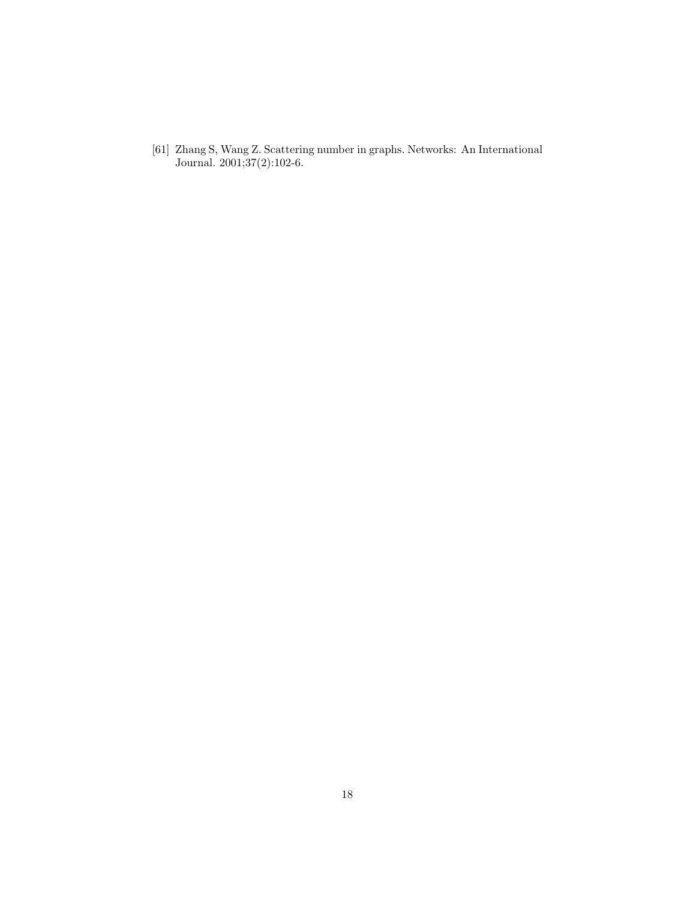[61] Zhang S, Wang Z. Scattering number in graphs. Networks: An International Journal. 2001;37(2):102-6.